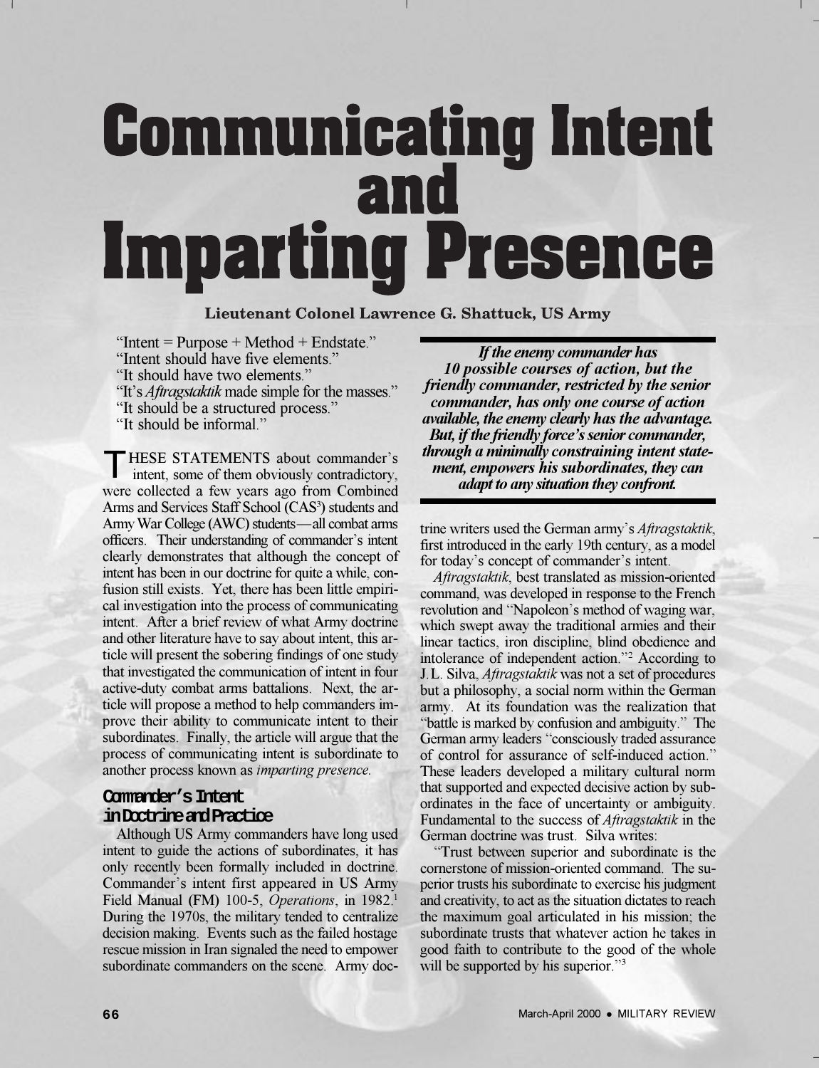# Communicating Intent and Imparting Presence

**Lieutenant Colonel Lawrence G. Shattuck, US Army**

"Intent = Purpose + Method + Endstate."
"Intent should have five elements."
"It should have two elements."
"It's *Aftragstaktik* made simple for the masses."
"It should be a structured process."
"It should be informal."

THESE STATEMENTS about commander's intent, some of them obviously contradictory, were collected a few years ago from Combined Arms and Services Staff School (CAS$^3$) students and Army War College (AWC) students—all combat arms officers. Their understanding of commander's intent clearly demonstrates that although the concept of intent has been in our doctrine for quite a while, confusion still exists. Yet, there has been little empirical investigation into the process of communicating intent. After a brief review of what Army doctrine and other literature have to say about intent, this article will present the sobering findings of one study that investigated the communication of intent in four active-duty combat arms battalions. Next, the article will propose a method to help commanders improve their ability to communicate intent to their subordinates. Finally, the article will argue that the process of communicating intent is subordinate to another process known as *imparting presence.*

## Commander's Intent in Doctrine and Practice

Although US Army commanders have long used intent to guide the actions of subordinates, it has only recently been formally included in doctrine. Commander's intent first appeared in US Army Field Manual (FM) 100-5, *Operations*, in 1982.[1] During the 1970s, the military tended to centralize decision making. Events such as the failed hostage rescue mission in Iran signaled the need to empower subordinate commanders on the scene. Army doctrine writers used the German army's *Aftragstaktik*, first introduced in the early 19th century, as a model for today's concept of commander's intent.

> ***If the enemy commander has 10 possible courses of action, but the friendly commander, restricted by the senior commander, has only one course of action available, the enemy clearly has the advantage. But, if the friendly force's senior commander, through a minimally constraining intent statement, empowers his subordinates, they can adapt to any situation they confront.***

*Aftragstaktik*, best translated as mission-oriented command, was developed in response to the French revolution and "Napoleon's method of waging war, which swept away the traditional armies and their linear tactics, iron discipline, blind obedience and intolerance of independent action."[2] According to J.L. Silva, *Aftragstaktik* was not a set of procedures but a philosophy, a social norm within the German army. At its foundation was the realization that "battle is marked by confusion and ambiguity." The German army leaders "consciously traded assurance of control for assurance of self-induced action." These leaders developed a military cultural norm that supported and expected decisive action by subordinates in the face of uncertainty or ambiguity. Fundamental to the success of *Aftragstaktik* in the German doctrine was trust. Silva writes:

"Trust between superior and subordinate is the cornerstone of mission-oriented command. The superior trusts his subordinate to exercise his judgment and creativity, to act as the situation dictates to reach the maximum goal articulated in his mission; the subordinate trusts that whatever action he takes in good faith to contribute to the good of the whole will be supported by his superior."[3]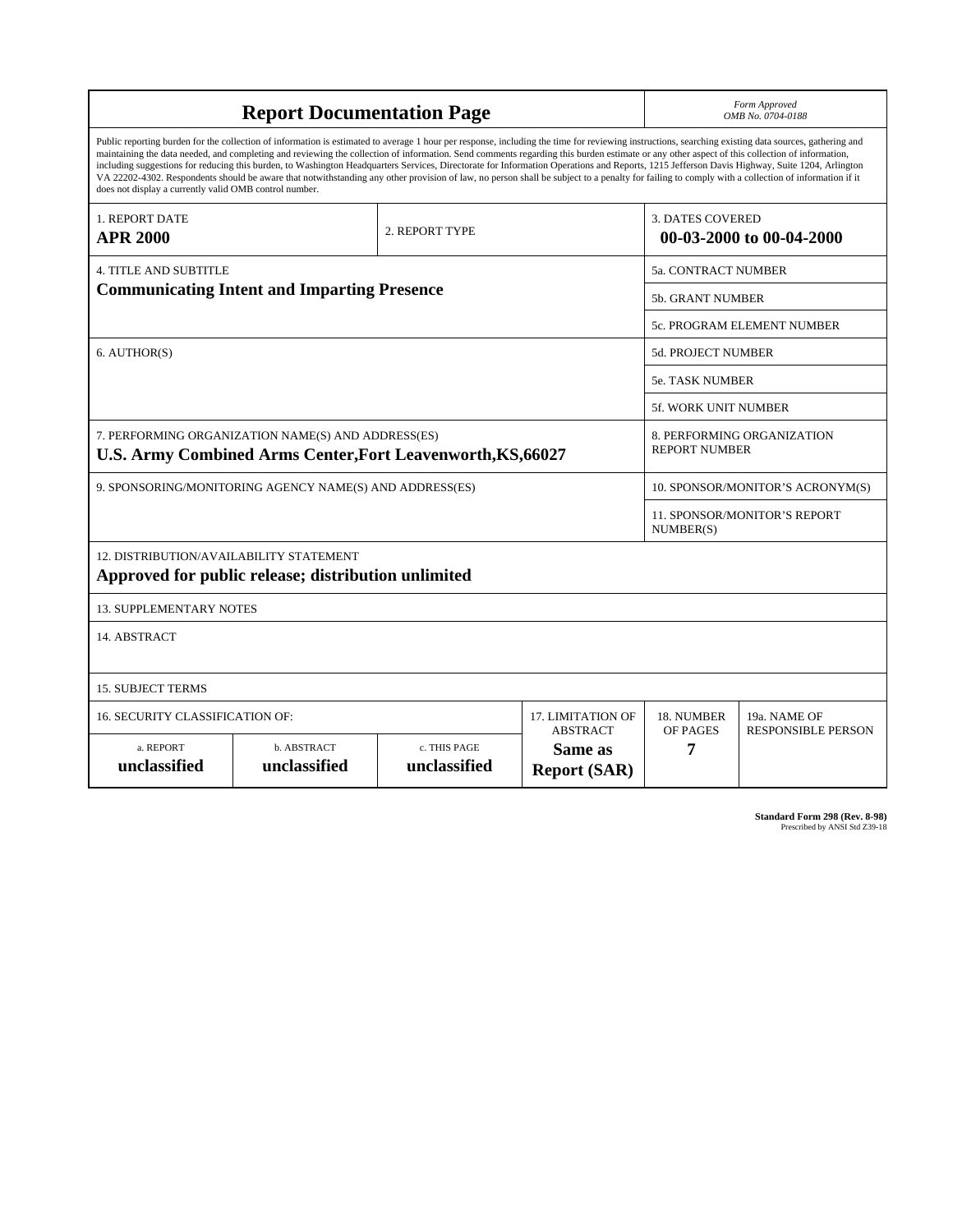# Report Documentation Page

*Form Approved*
*OMB No. 0704-0188*

Public reporting burden for the collection of information is estimated to average 1 hour per response, including the time for reviewing instructions, searching existing data sources, gathering and maintaining the data needed, and completing and reviewing the collection of information. Send comments regarding this burden estimate or any other aspect of this collection of information, including suggestions for reducing this burden, to Washington Headquarters Services, Directorate for Information Operations and Reports, 1215 Jefferson Davis Highway, Suite 1204, Arlington VA 22202-4302. Respondents should be aware that notwithstanding any other provision of law, no person shall be subject to a penalty for failing to comply with a collection of information if it does not display a currently valid OMB control number.

| 1. REPORT DATE | 2. REPORT TYPE | 3. DATES COVERED |
|---|---|---|
| **APR 2000** | | **00-03-2000 to 00-04-2000** |

| 4. TITLE AND SUBTITLE | |
|---|---|
| **Communicating Intent and Imparting Presence** | 5a. CONTRACT NUMBER |
| | 5b. GRANT NUMBER |
| | 5c. PROGRAM ELEMENT NUMBER |
| 6. AUTHOR(S) | 5d. PROJECT NUMBER |
| | 5e. TASK NUMBER |
| | 5f. WORK UNIT NUMBER |
| 7. PERFORMING ORGANIZATION NAME(S) AND ADDRESS(ES) **U.S. Army Combined Arms Center,Fort Leavenworth,KS,66027** | 8. PERFORMING ORGANIZATION REPORT NUMBER |
| 9. SPONSORING/MONITORING AGENCY NAME(S) AND ADDRESS(ES) | 10. SPONSOR/MONITOR'S ACRONYM(S) |
| | 11. SPONSOR/MONITOR'S REPORT NUMBER(S) |

12. DISTRIBUTION/AVAILABILITY STATEMENT
**Approved for public release; distribution unlimited**

13. SUPPLEMENTARY NOTES

14. ABSTRACT

15. SUBJECT TERMS

| 16. SECURITY CLASSIFICATION OF: | | | 17. LIMITATION OF ABSTRACT | 18. NUMBER OF PAGES | 19a. NAME OF RESPONSIBLE PERSON |
|---|---|---|---|---|---|
| a. REPORT | b. ABSTRACT | c. THIS PAGE | | | |
| **unclassified** | **unclassified** | **unclassified** | **Same as Report (SAR)** | **7** | |

**Standard Form 298 (Rev. 8-98)**
Prescribed by ANSI Std Z39-18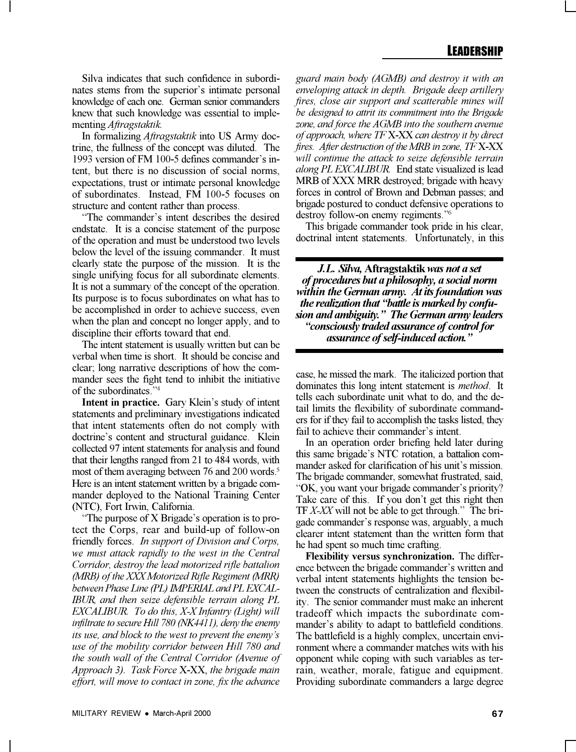Silva indicates that such confidence in subordinates stems from the superior's intimate personal knowledge of each one. German senior commanders knew that such knowledge was essential to implementing *Aftragstaktik*.

In formalizing *Aftragstaktik* into US Army doctrine, the fullness of the concept was diluted. The 1993 version of FM 100-5 defines commander's intent, but there is no discussion of social norms, expectations, trust or intimate personal knowledge of subordinates. Instead, FM 100-5 focuses on structure and content rather than process.

"The commander's intent describes the desired endstate. It is a concise statement of the purpose of the operation and must be understood two levels below the level of the issuing commander. It must clearly state the purpose of the mission. It is the single unifying focus for all subordinate elements. It is not a summary of the concept of the operation. Its purpose is to focus subordinates on what has to be accomplished in order to achieve success, even when the plan and concept no longer apply, and to discipline their efforts toward that end.

The intent statement is usually written but can be verbal when time is short. It should be concise and clear; long narrative descriptions of how the commander sees the fight tend to inhibit the initiative of the subordinates."[4]

**Intent in practice.** Gary Klein's study of intent statements and preliminary investigations indicated that intent statements often do not comply with doctrine's content and structural guidance. Klein collected 97 intent statements for analysis and found that their lengths ranged from 21 to 484 words, with most of them averaging between 76 and 200 words.[5] Here is an intent statement written by a brigade commander deployed to the National Training Center (NTC), Fort Irwin, California.

"The purpose of X Brigade's operation is to protect the Corps, rear and build-up of follow-on friendly forces. *In support of Division and Corps, we must attack rapidly to the west in the Central Corridor, destroy the lead motorized rifle battalion (MRB) of the XXX Motorized Rifle Regiment (MRR) between Phase Line (PL) IMPERIAL and PL EXCALIBUR, and then seize defensible terrain along PL EXCALIBUR. To do this, X-X Infantry (Light) will infiltrate to secure Hill 780 (NK4411), deny the enemy its use, and block to the west to prevent the enemy's use of the mobility corridor between Hill 780 and the south wall of the Central Corridor (Avenue of Approach 3). Task Force* X-XX, *the brigade main effort, will move to contact in zone, fix the advance guard main body (AGMB) and destroy it with an enveloping attack in depth. Brigade deep artillery fires, close air support and scatterable mines will be designed to attrit its commitment into the Brigade zone, and force the AGMB into the southern avenue of approach, where TF* X-XX *can destroy it by direct fires. After destruction of the MRB in zone, TF* X-XX *will continue the attack to seize defensible terrain along PL EXCALIBUR.* End state visualized is lead MRB of XXX MRR destroyed; brigade with heavy forces in control of Brown and Debman passes; and brigade postured to conduct defensive operations to destroy follow-on enemy regiments."[6]

This brigade commander took pride in his clear, doctrinal intent statements. Unfortunately, in this case, he missed the mark. The italicized portion that dominates this long intent statement is *method*. It tells each subordinate unit what to do, and the detail limits the flexibility of subordinate commanders for if they fail to accomplish the tasks listed, they fail to achieve their commander's intent.

> ***J.L. Silva,* Aftragstaktik *was not a set of procedures but a philosophy, a social norm within the German army. At its foundation was the realization that "battle is marked by confusion and ambiguity." The German army leaders "consciously traded assurance of control for assurance of self-induced action."***

In an operation order briefing held later during this same brigade's NTC rotation, a battalion commander asked for clarification of his unit's mission. The brigade commander, somewhat frustrated, said, "OK, you want your brigade commander's priority? Take care of this. If you don't get this right then TF *X-XX* will not be able to get through." The brigade commander's response was, arguably, a much clearer intent statement than the written form that he had spent so much time crafting.

**Flexibility versus synchronization.** The difference between the brigade commander's written and verbal intent statements highlights the tension between the constructs of centralization and flexibility. The senior commander must make an inherent tradeoff which impacts the subordinate commander's ability to adapt to battlefield conditions. The battlefield is a highly complex, uncertain environment where a commander matches wits with his opponent while coping with such variables as terrain, weather, morale, fatigue and equipment. Providing subordinate commanders a large degree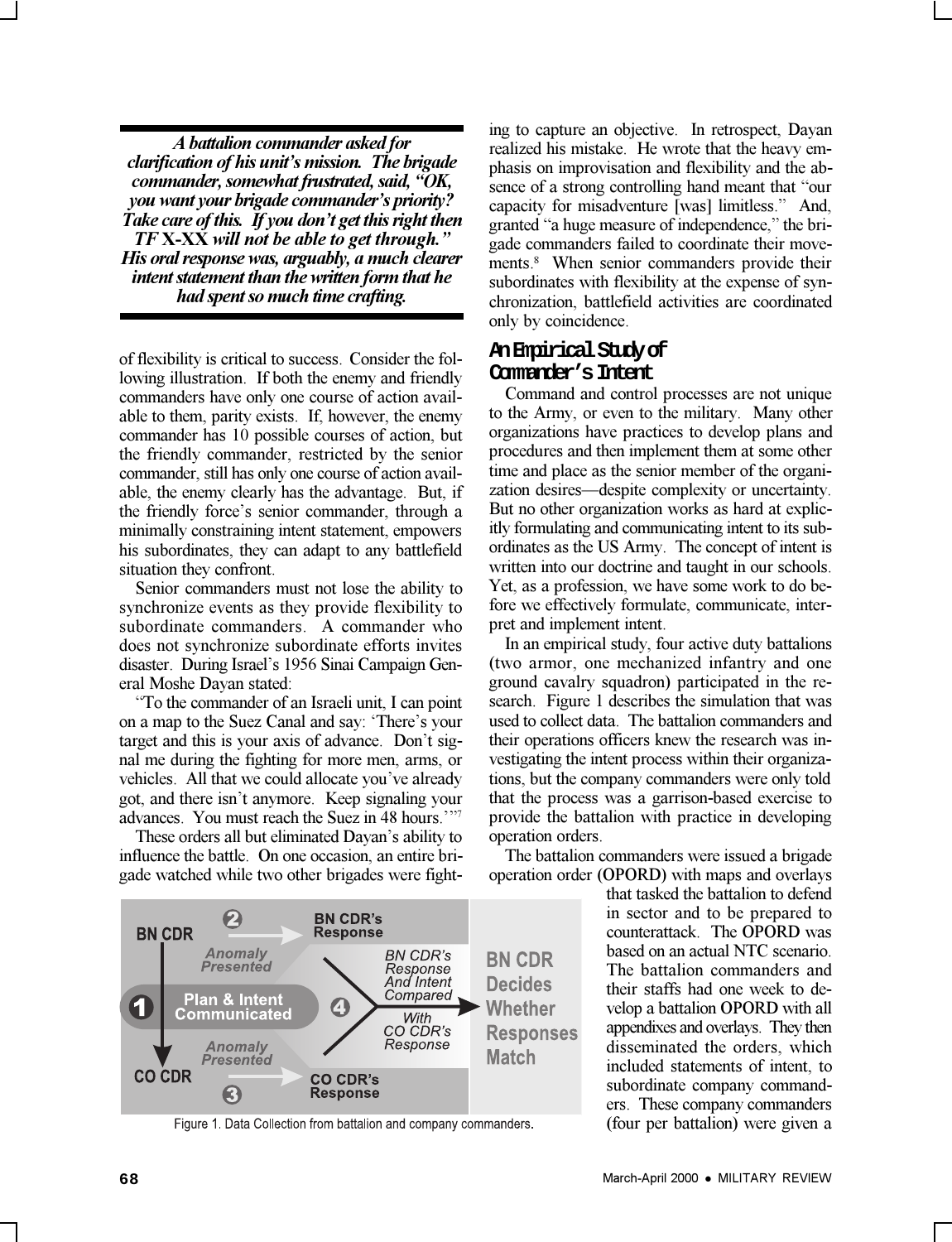***A battalion commander asked for clarification of his unit's mission. The brigade commander, somewhat frustrated, said, "OK, you want your brigade commander's priority? Take care of this. If you don't get this right then TF X-XX will not be able to get through." His oral response was, arguably, a much clearer intent statement than the written form that he had spent so much time crafting.***

of flexibility is critical to success. Consider the following illustration. If both the enemy and friendly commanders have only one course of action available to them, parity exists. If, however, the enemy commander has 10 possible courses of action, but the friendly commander, restricted by the senior commander, still has only one course of action available, the enemy clearly has the advantage. But, if the friendly force's senior commander, through a minimally constraining intent statement, empowers his subordinates, they can adapt to any battlefield situation they confront.

Senior commanders must not lose the ability to synchronize events as they provide flexibility to subordinate commanders. A commander who does not synchronize subordinate efforts invites disaster. During Israel's 1956 Sinai Campaign General Moshe Dayan stated:

"To the commander of an Israeli unit, I can point on a map to the Suez Canal and say: 'There's your target and this is your axis of advance. Don't signal me during the fighting for more men, arms, or vehicles. All that we could allocate you've already got, and there isn't anymore. Keep signaling your advances. You must reach the Suez in 48 hours.'"[7]

These orders all but eliminated Dayan's ability to influence the battle. On one occasion, an entire brigade watched while two other brigades were fighting to capture an objective. In retrospect, Dayan realized his mistake. He wrote that the heavy emphasis on improvisation and flexibility and the absence of a strong controlling hand meant that "our capacity for misadventure [was] limitless." And, granted "a huge measure of independence," the brigade commanders failed to coordinate their movements.[8] When senior commanders provide their subordinates with flexibility at the expense of synchronization, battlefield activities are coordinated only by coincidence.

## An Empirical Study of Commander's Intent

Command and control processes are not unique to the Army, or even to the military. Many other organizations have practices to develop plans and procedures and then implement them at some other time and place as the senior member of the organization desires—despite complexity or uncertainty. But no other organization works as hard at explicitly formulating and communicating intent to its subordinates as the US Army. The concept of intent is written into our doctrine and taught in our schools. Yet, as a profession, we have some work to do before we effectively formulate, communicate, interpret and implement intent.

In an empirical study, four active duty battalions (two armor, one mechanized infantry and one ground cavalry squadron) participated in the research. Figure 1 describes the simulation that was used to collect data. The battalion commanders and their operations officers knew the research was investigating the intent process within their organizations, but the company commanders were only told that the process was a garrison-based exercise to provide the battalion with practice in developing operation orders.

The battalion commanders were issued a brigade operation order (OPORD) with maps and overlays that tasked the battalion to defend in sector and to be prepared to counterattack. The OPORD was based on an actual NTC scenario. The battalion commanders and their staffs had one week to develop a battalion OPORD with all appendixes and overlays. They then disseminated the orders, which included statements of intent, to subordinate company commanders. These company commanders (four per battalion) were given a

BN CDR — 1 Plan & Intent Communicated — CO CDR; 2 Anomaly Presented — BN CDR's Response; 3 Anomaly Presented — CO CDR's Response; 4 BN CDR's Response And Intent Compared With CO CDR's Response — BN CDR Decides Whether Responses Match

Figure 1. Data Collection from battalion and company commanders.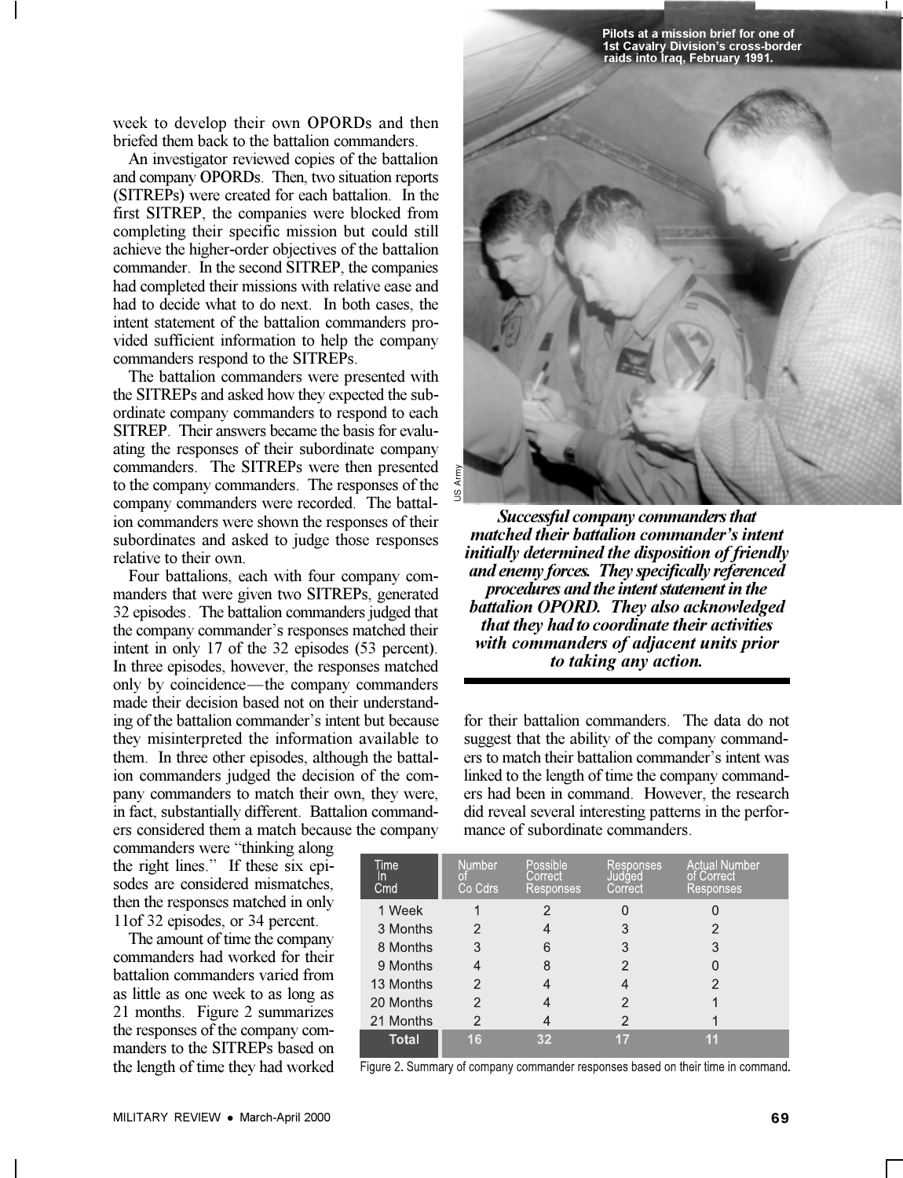week to develop their own OPORDs and then briefed them back to the battalion commanders.

An investigator reviewed copies of the battalion and company OPORDs. Then, two situation reports (SITREPs) were created for each battalion. In the first SITREP, the companies were blocked from completing their specific mission but could still achieve the higher-order objectives of the battalion commander. In the second SITREP, the companies had completed their missions with relative ease and had to decide what to do next. In both cases, the intent statement of the battalion commanders provided sufficient information to help the company commanders respond to the SITREPs.

The battalion commanders were presented with the SITREPs and asked how they expected the subordinate company commanders to respond to each SITREP. Their answers became the basis for evaluating the responses of their subordinate company commanders. The SITREPs were then presented to the company commanders. The responses of the company commanders were recorded. The battalion commanders were shown the responses of their subordinates and asked to judge those responses relative to their own.

Four battalions, each with four company commanders that were given two SITREPs, generated 32 episodes. The battalion commanders judged that the company commander's responses matched their intent in only 17 of the 32 episodes (53 percent). In three episodes, however, the responses matched only by coincidence—the company commanders made their decision based not on their understanding of the battalion commander's intent but because they misinterpreted the information available to them. In three other episodes, although the battalion commanders judged the decision of the company commanders to match their own, they were, in fact, substantially different. Battalion commanders considered them a match because the company commanders were "thinking along the right lines." If these six episodes are considered mismatches, then the responses matched in only 11of 32 episodes, or 34 percent.

The amount of time the company commanders had worked for their battalion commanders varied from as little as one week to as long as 21 months. Figure 2 summarizes the responses of the company commanders to the SITREPs based on the length of time they had worked for their battalion commanders. The data do not suggest that the ability of the company commanders to match their battalion commander's intent was linked to the length of time the company commanders had been in command. However, the research did reveal several interesting patterns in the performance of subordinate commanders.

Pilots at a mission brief for one of 1st Cavalry Division's cross-border raids into Iraq, February 1991.

***Successful company commanders that matched their battalion commander's intent initially determined the disposition of friendly and enemy forces. They specifically referenced procedures and the intent statement in the battalion OPORD. They also acknowledged that they had to coordinate their activities with commanders of adjacent units prior to taking any action.***

| Time In Cmd | Number of Co Cdrs | Possible Correct Responses | Responses Judged Correct | Actual Number of Correct Responses |
|---|---|---|---|---|
| 1 Week | 1 | 2 | 0 | 0 |
| 3 Months | 2 | 4 | 3 | 2 |
| 8 Months | 3 | 6 | 3 | 3 |
| 9 Months | 4 | 8 | 2 | 0 |
| 13 Months | 2 | 4 | 4 | 2 |
| 20 Months | 2 | 4 | 2 | 1 |
| 21 Months | 2 | 4 | 2 | 1 |
| **Total** | **16** | **32** | **17** | **11** |

Figure 2. Summary of company commander responses based on their time in command.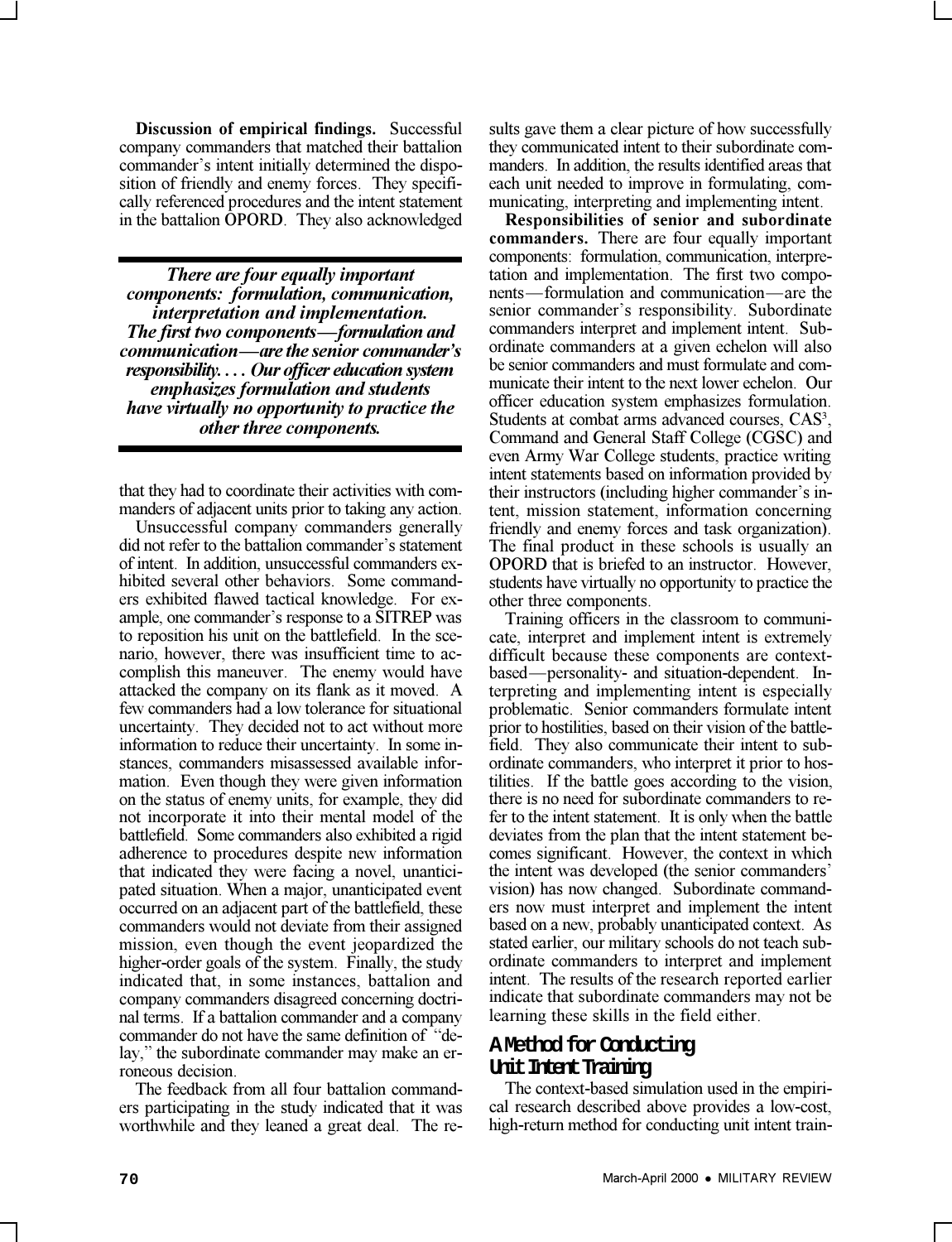**Discussion of empirical findings.** Successful company commanders that matched their battalion commander's intent initially determined the disposition of friendly and enemy forces. They specifically referenced procedures and the intent statement in the battalion OPORD. They also acknowledged that they had to coordinate their activities with commanders of adjacent units prior to taking any action.

> ***There are four equally important components: formulation, communication, interpretation and implementation. The first two components—formulation and communication—are the senior commander's responsibility. . . . Our officer education system emphasizes formulation and students have virtually no opportunity to practice the other three components.***

Unsuccessful company commanders generally did not refer to the battalion commander's statement of intent. In addition, unsuccessful commanders exhibited several other behaviors. Some commanders exhibited flawed tactical knowledge. For example, one commander's response to a SITREP was to reposition his unit on the battlefield. In the scenario, however, there was insufficient time to accomplish this maneuver. The enemy would have attacked the company on its flank as it moved. A few commanders had a low tolerance for situational uncertainty. They decided not to act without more information to reduce their uncertainty. In some instances, commanders misassessed available information. Even though they were given information on the status of enemy units, for example, they did not incorporate it into their mental model of the battlefield. Some commanders also exhibited a rigid adherence to procedures despite new information that indicated they were facing a novel, unanticipated situation. When a major, unanticipated event occurred on an adjacent part of the battlefield, these commanders would not deviate from their assigned mission, even though the event jeopardized the higher-order goals of the system. Finally, the study indicated that, in some instances, battalion and company commanders disagreed concerning doctrinal terms. If a battalion commander and a company commander do not have the same definition of "delay," the subordinate commander may make an erroneous decision.

The feedback from all four battalion commanders participating in the study indicated that it was worthwhile and they leaned a great deal. The results gave them a clear picture of how successfully they communicated intent to their subordinate commanders. In addition, the results identified areas that each unit needed to improve in formulating, communicating, interpreting and implementing intent.

**Responsibilities of senior and subordinate commanders.** There are four equally important components: formulation, communication, interpretation and implementation. The first two components—formulation and communication—are the senior commander's responsibility. Subordinate commanders interpret and implement intent. Subordinate commanders at a given echelon will also be senior commanders and must formulate and communicate their intent to the next lower echelon. Our officer education system emphasizes formulation. Students at combat arms advanced courses, CAS$^3$, Command and General Staff College (CGSC) and even Army War College students, practice writing intent statements based on information provided by their instructors (including higher commander's intent, mission statement, information concerning friendly and enemy forces and task organization). The final product in these schools is usually an OPORD that is briefed to an instructor. However, students have virtually no opportunity to practice the other three components.

Training officers in the classroom to communicate, interpret and implement intent is extremely difficult because these components are context-based—personality- and situation-dependent. Interpreting and implementing intent is especially problematic. Senior commanders formulate intent prior to hostilities, based on their vision of the battlefield. They also communicate their intent to subordinate commanders, who interpret it prior to hostilities. If the battle goes according to the vision, there is no need for subordinate commanders to refer to the intent statement. It is only when the battle deviates from the plan that the intent statement becomes significant. However, the context in which the intent was developed (the senior commanders' vision) has now changed. Subordinate commanders now must interpret and implement the intent based on a new, probably unanticipated context. As stated earlier, our military schools do not teach subordinate commanders to interpret and implement intent. The results of the research reported earlier indicate that subordinate commanders may not be learning these skills in the field either.

## A Method for Conducting Unit Intent Training

The context-based simulation used in the empirical research described above provides a low-cost, high-return method for conducting unit intent train-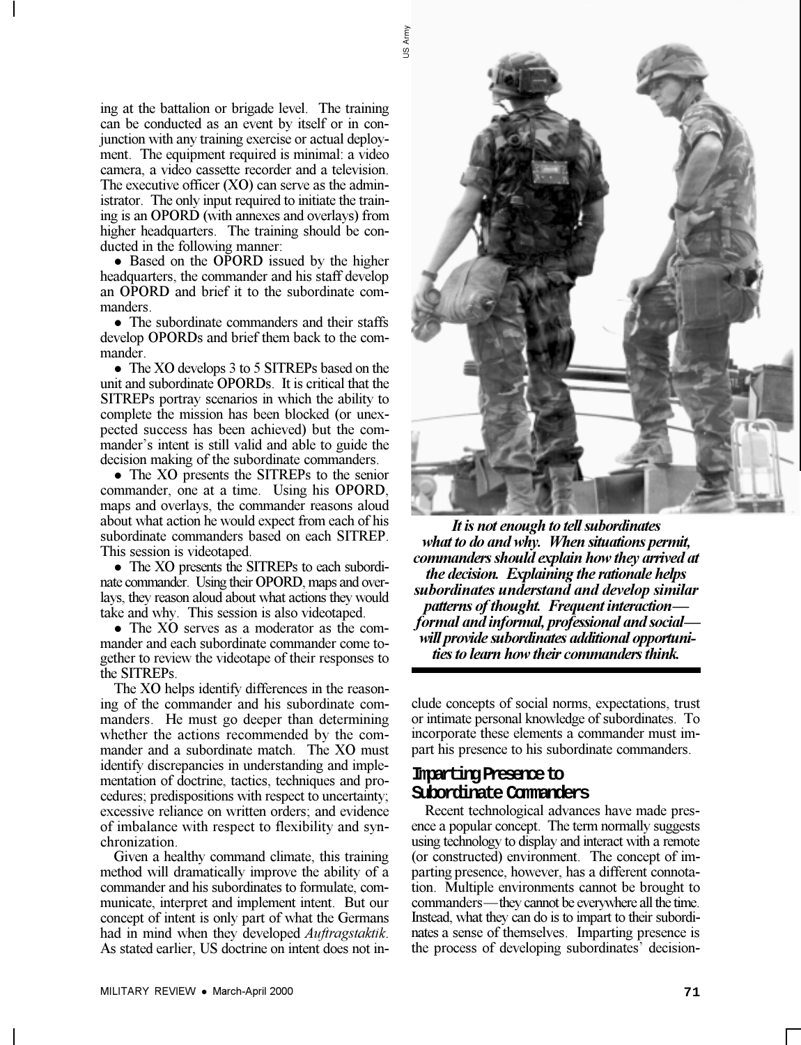ing at the battalion or brigade level. The training can be conducted as an event by itself or in conjunction with any training exercise or actual deployment. The equipment required is minimal: a video camera, a video cassette recorder and a television. The executive officer (XO) can serve as the administrator. The only input required to initiate the training is an OPORD (with annexes and overlays) from higher headquarters. The training should be conducted in the following manner:

- Based on the OPORD issued by the higher headquarters, the commander and his staff develop an OPORD and brief it to the subordinate commanders.
- The subordinate commanders and their staffs develop OPORDs and brief them back to the commander.
- The XO develops 3 to 5 SITREPs based on the unit and subordinate OPORDs. It is critical that the SITREPs portray scenarios in which the ability to complete the mission has been blocked (or unexpected success has been achieved) but the commander's intent is still valid and able to guide the decision making of the subordinate commanders.
- The XO presents the SITREPs to the senior commander, one at a time. Using his OPORD, maps and overlays, the commander reasons aloud about what action he would expect from each of his subordinate commanders based on each SITREP. This session is videotaped.
- The XO presents the SITREPs to each subordinate commander. Using their OPORD, maps and overlays, they reason aloud about what actions they would take and why. This session is also videotaped.
- The XO serves as a moderator as the commander and each subordinate commander come together to review the videotape of their responses to the SITREPs.

The XO helps identify differences in the reasoning of the commander and his subordinate commanders. He must go deeper than determining whether the actions recommended by the commander and a subordinate match. The XO must identify discrepancies in understanding and implementation of doctrine, tactics, techniques and procedures; predispositions with respect to uncertainty; excessive reliance on written orders; and evidence of imbalance with respect to flexibility and synchronization.

Given a healthy command climate, this training method will dramatically improve the ability of a commander and his subordinates to formulate, communicate, interpret and implement intent. But our concept of intent is only part of what the Germans had in mind when they developed *Auftragstaktik*. As stated earlier, US doctrine on intent does not include concepts of social norms, expectations, trust or intimate personal knowledge of subordinates. To incorporate these elements a commander must impart his presence to his subordinate commanders.

***It is not enough to tell subordinates what to do and why. When situations permit, commanders should explain how they arrived at the decision. Explaining the rationale helps subordinates understand and develop similar patterns of thought. Frequent interaction—formal and informal, professional and social—will provide subordinates additional opportunities to learn how their commanders think.***

## Imparting Presence to Subordinate Commanders

Recent technological advances have made presence a popular concept. The term normally suggests using technology to display and interact with a remote (or constructed) environment. The concept of imparting presence, however, has a different connotation. Multiple environments cannot be brought to commanders—they cannot be everywhere all the time. Instead, what they can do is to impart to their subordinates a sense of themselves. Imparting presence is the process of developing subordinates' decision-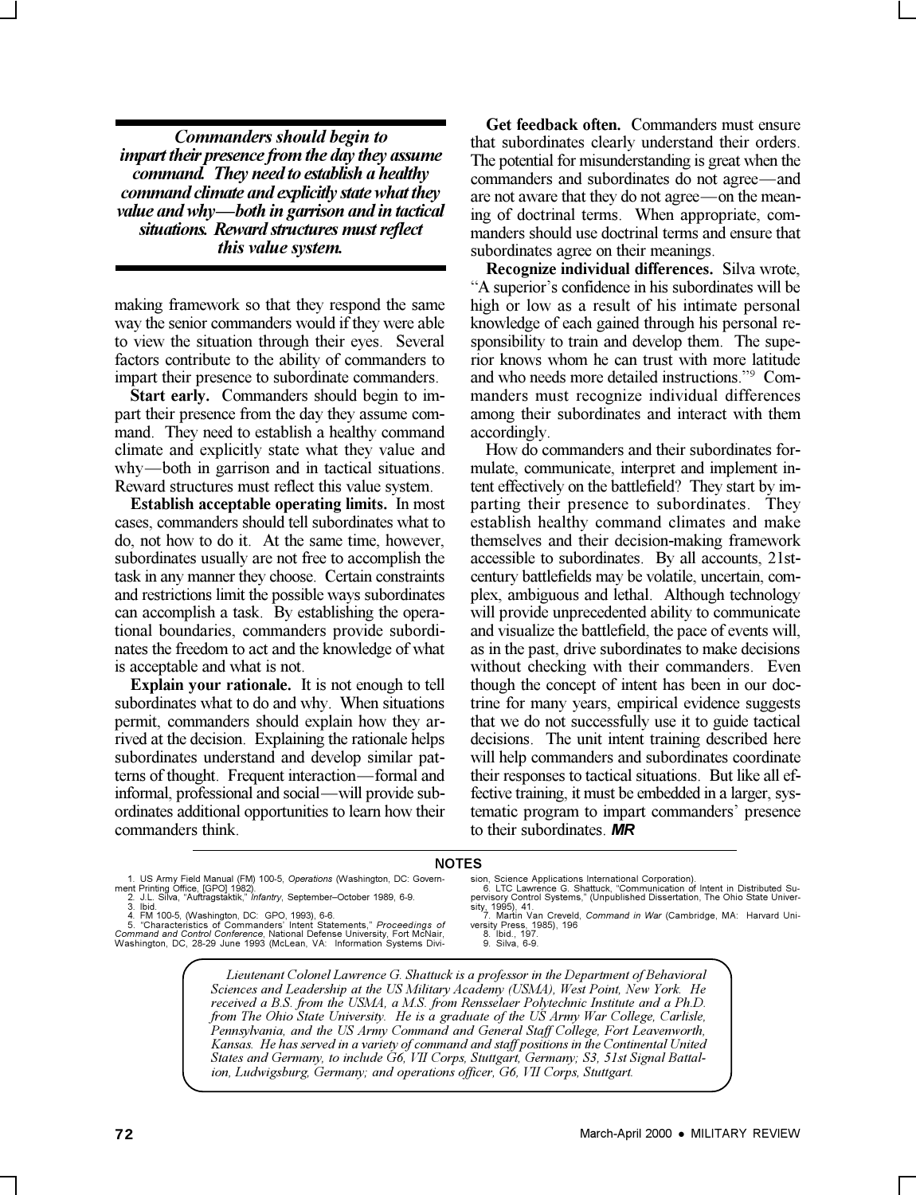> ***Commanders should begin to impart their presence from the day they assume command. They need to establish a healthy command climate and explicitly state what they value and why—both in garrison and in tactical situations. Reward structures must reflect this value system.***

making framework so that they respond the same way the senior commanders would if they were able to view the situation through their eyes. Several factors contribute to the ability of commanders to impart their presence to subordinate commanders.

**Start early.** Commanders should begin to impart their presence from the day they assume command. They need to establish a healthy command climate and explicitly state what they value and why—both in garrison and in tactical situations. Reward structures must reflect this value system.

**Establish acceptable operating limits.** In most cases, commanders should tell subordinates what to do, not how to do it. At the same time, however, subordinates usually are not free to accomplish the task in any manner they choose. Certain constraints and restrictions limit the possible ways subordinates can accomplish a task. By establishing the operational boundaries, commanders provide subordinates the freedom to act and the knowledge of what is acceptable and what is not.

**Explain your rationale.** It is not enough to tell subordinates what to do and why. When situations permit, commanders should explain how they arrived at the decision. Explaining the rationale helps subordinates understand and develop similar patterns of thought. Frequent interaction—formal and informal, professional and social—will provide subordinates additional opportunities to learn how their commanders think.

**Get feedback often.** Commanders must ensure that subordinates clearly understand their orders. The potential for misunderstanding is great when the commanders and subordinates do not agree—and are not aware that they do not agree—on the meaning of doctrinal terms. When appropriate, commanders should use doctrinal terms and ensure that subordinates agree on their meanings.

**Recognize individual differences.** Silva wrote, "A superior's confidence in his subordinates will be high or low as a result of his intimate personal knowledge of each gained through his personal responsibility to train and develop them. The superior knows whom he can trust with more latitude and who needs more detailed instructions."[9] Commanders must recognize individual differences among their subordinates and interact with them accordingly.

How do commanders and their subordinates formulate, communicate, interpret and implement intent effectively on the battlefield? They start by imparting their presence to subordinates. They establish healthy command climates and make themselves and their decision-making framework accessible to subordinates. By all accounts, 21st-century battlefields may be volatile, uncertain, complex, ambiguous and lethal. Although technology will provide unprecedented ability to communicate and visualize the battlefield, the pace of events will, as in the past, drive subordinates to make decisions without checking with their commanders. Even though the concept of intent has been in our doctrine for many years, empirical evidence suggests that we do not successfully use it to guide tactical decisions. The unit intent training described here will help commanders and subordinates coordinate their responses to tactical situations. But like all effective training, it must be embedded in a larger, systematic program to impart commanders' presence to their subordinates. ***MR***

## NOTES

1. US Army Field Manual (FM) 100-5, *Operations* (Washington, DC: Government Printing Office, [GPO] 1982).
2. J.L. Silva, "Auftragstaktik," *Infantry*, September–October 1989, 6-9.
3. Ibid.
4. FM 100-5, (Washington, DC: GPO, 1993), 6-6.
5. "Characteristics of Commanders' Intent Statements," *Proceedings of Command and Control Conference*, National Defense University, Fort McNair, Washington, DC, 28-29 June 1993 (McLean, VA: Information Systems Division, Science Applications International Corporation).
6. LTC Lawrence G. Shattuck, "Communication of Intent in Distributed Supervisory Control Systems," (Unpublished Dissertation, The Ohio State University, 1995), 41.
7. Martin Van Creveld, *Command in War* (Cambridge, MA: Harvard University Press, 1985), 196
8. Ibid., 197.
9. Silva, 6-9.

*Lieutenant Colonel Lawrence G. Shattuck is a professor in the Department of Behavioral Sciences and Leadership at the US Military Academy (USMA), West Point, New York. He received a B.S. from the USMA, a M.S. from Rensselaer Polytechnic Institute and a Ph.D. from The Ohio State University. He is a graduate of the US Army War College, Carlisle, Pennsylvania, and the US Army Command and General Staff College, Fort Leavenworth, Kansas. He has served in a variety of command and staff positions in the Continental United States and Germany, to include G6, VII Corps, Stuttgart, Germany; S3, 51st Signal Battalion, Ludwigsburg, Germany; and operations officer, G6, VII Corps, Stuttgart.*